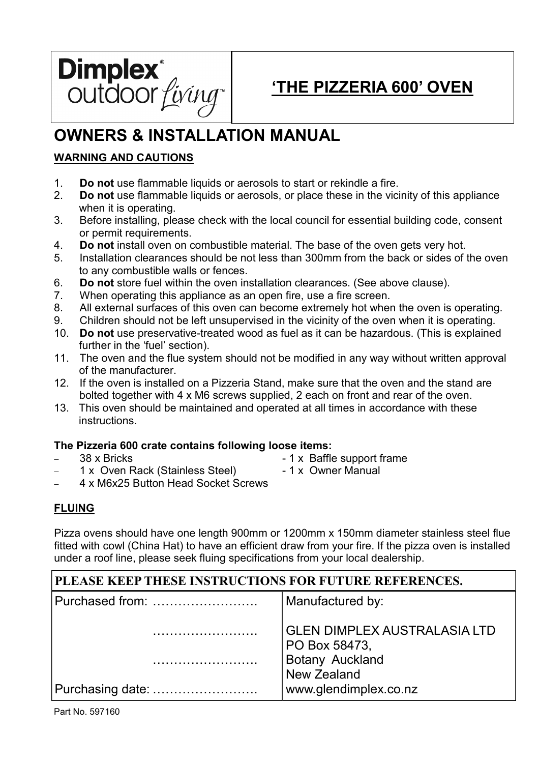Dimplex® outdoor living™

# 'THE PIZZERIA 600' OVEN

# OWNERS & INSTALLATION MANUAL

## WARNING AND CAUTIONS

1. **Do not** use flammable liquids or aerosols to start or rekindle a fire.
2. **Do not** use flammable liquids or aerosols, or place these in the vicinity of this appliance when it is operating.
3. Before installing, please check with the local council for essential building code, consent or permit requirements.
4. **Do not** install oven on combustible material. The base of the oven gets very hot.
5. Installation clearances should be not less than 300mm from the back or sides of the oven to any combustible walls or fences.
6. **Do not** store fuel within the oven installation clearances. (See above clause).
7. When operating this appliance as an open fire, use a fire screen.
8. All external surfaces of this oven can become extremely hot when the oven is operating.
9. Children should not be left unsupervised in the vicinity of the oven when it is operating.
10. **Do not** use preservative-treated wood as fuel as it can be hazardous. (This is explained further in the 'fuel' section).
11. The oven and the flue system should not be modified in any way without written approval of the manufacturer.
12. If the oven is installed on a Pizzeria Stand, make sure that the oven and the stand are bolted together with 4 x M6 screws supplied, 2 each on front and rear of the oven.
13. This oven should be maintained and operated at all times in accordance with these instructions.

**The Pizzeria 600 crate contains following loose items:**

- 38 x Bricks
- 1 x Oven Rack (Stainless Steel)
- 4 x M6x25 Button Head Socket Screws
- 1 x Baffle support frame
- 1 x Owner Manual

## FLUING

Pizza ovens should have one length 900mm or 1200mm x 150mm diameter stainless steel flue fitted with cowl (China Hat) to have an efficient draw from your fire. If the pizza oven is installed under a roof line, please seek fluing specifications from your local dealership.

| PLEASE KEEP THESE INSTRUCTIONS FOR FUTURE REFERENCES. | |
|---|---|
| Purchased from: ……………………<br>……………………<br>……………………<br>Purchasing date: …………………… | Manufactured by:<br>GLEN DIMPLEX AUSTRALASIA LTD<br>PO Box 58473,<br>Botany Auckland<br>New Zealand<br>www.glendimplex.co.nz |

Part No. 597160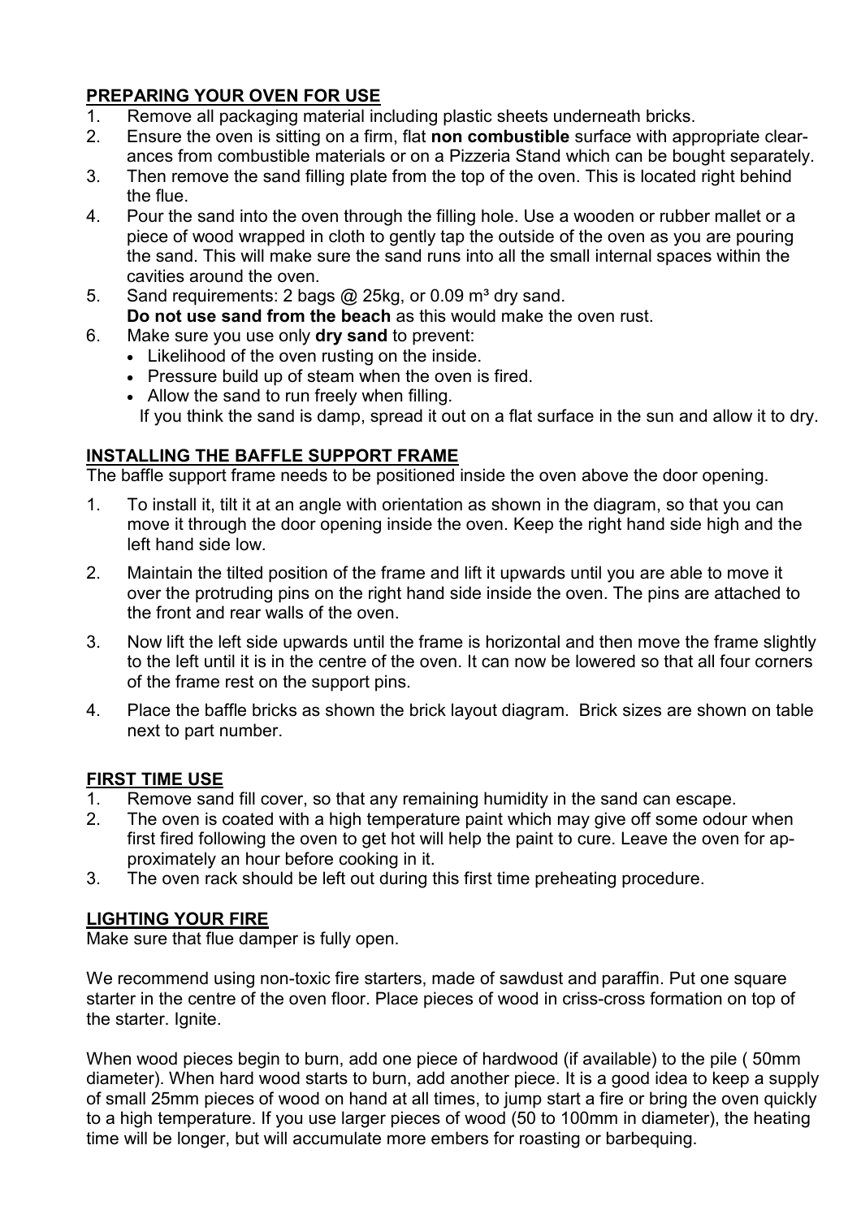## PREPARING YOUR OVEN FOR USE

1. Remove all packaging material including plastic sheets underneath bricks.
2. Ensure the oven is sitting on a firm, flat **non combustible** surface with appropriate clearances from combustible materials or on a Pizzeria Stand which can be bought separately.
3. Then remove the sand filling plate from the top of the oven. This is located right behind the flue.
4. Pour the sand into the oven through the filling hole. Use a wooden or rubber mallet or a piece of wood wrapped in cloth to gently tap the outside of the oven as you are pouring the sand. This will make sure the sand runs into all the small internal spaces within the cavities around the oven.
5. Sand requirements: 2 bags @ 25kg, or 0.09 m³ dry sand.
   **Do not use sand from the beach** as this would make the oven rust.
6. Make sure you use only **dry sand** to prevent:
   - Likelihood of the oven rusting on the inside.
   - Pressure build up of steam when the oven is fired.
   - Allow the sand to run freely when filling.

   If you think the sand is damp, spread it out on a flat surface in the sun and allow it to dry.

## INSTALLING THE BAFFLE SUPPORT FRAME

The baffle support frame needs to be positioned inside the oven above the door opening.

1. To install it, tilt it at an angle with orientation as shown in the diagram, so that you can move it through the door opening inside the oven. Keep the right hand side high and the left hand side low.
2. Maintain the tilted position of the frame and lift it upwards until you are able to move it over the protruding pins on the right hand side inside the oven. The pins are attached to the front and rear walls of the oven.
3. Now lift the left side upwards until the frame is horizontal and then move the frame slightly to the left until it is in the centre of the oven. It can now be lowered so that all four corners of the frame rest on the support pins.
4. Place the baffle bricks as shown the brick layout diagram. Brick sizes are shown on table next to part number.

## FIRST TIME USE

1. Remove sand fill cover, so that any remaining humidity in the sand can escape.
2. The oven is coated with a high temperature paint which may give off some odour when first fired following the oven to get hot will help the paint to cure. Leave the oven for approximately an hour before cooking in it.
3. The oven rack should be left out during this first time preheating procedure.

## LIGHTING YOUR FIRE

Make sure that flue damper is fully open.

We recommend using non-toxic fire starters, made of sawdust and paraffin. Put one square starter in the centre of the oven floor. Place pieces of wood in criss-cross formation on top of the starter. Ignite.

When wood pieces begin to burn, add one piece of hardwood (if available) to the pile ( 50mm diameter). When hard wood starts to burn, add another piece. It is a good idea to keep a supply of small 25mm pieces of wood on hand at all times, to jump start a fire or bring the oven quickly to a high temperature. If you use larger pieces of wood (50 to 100mm in diameter), the heating time will be longer, but will accumulate more embers for roasting or barbequing.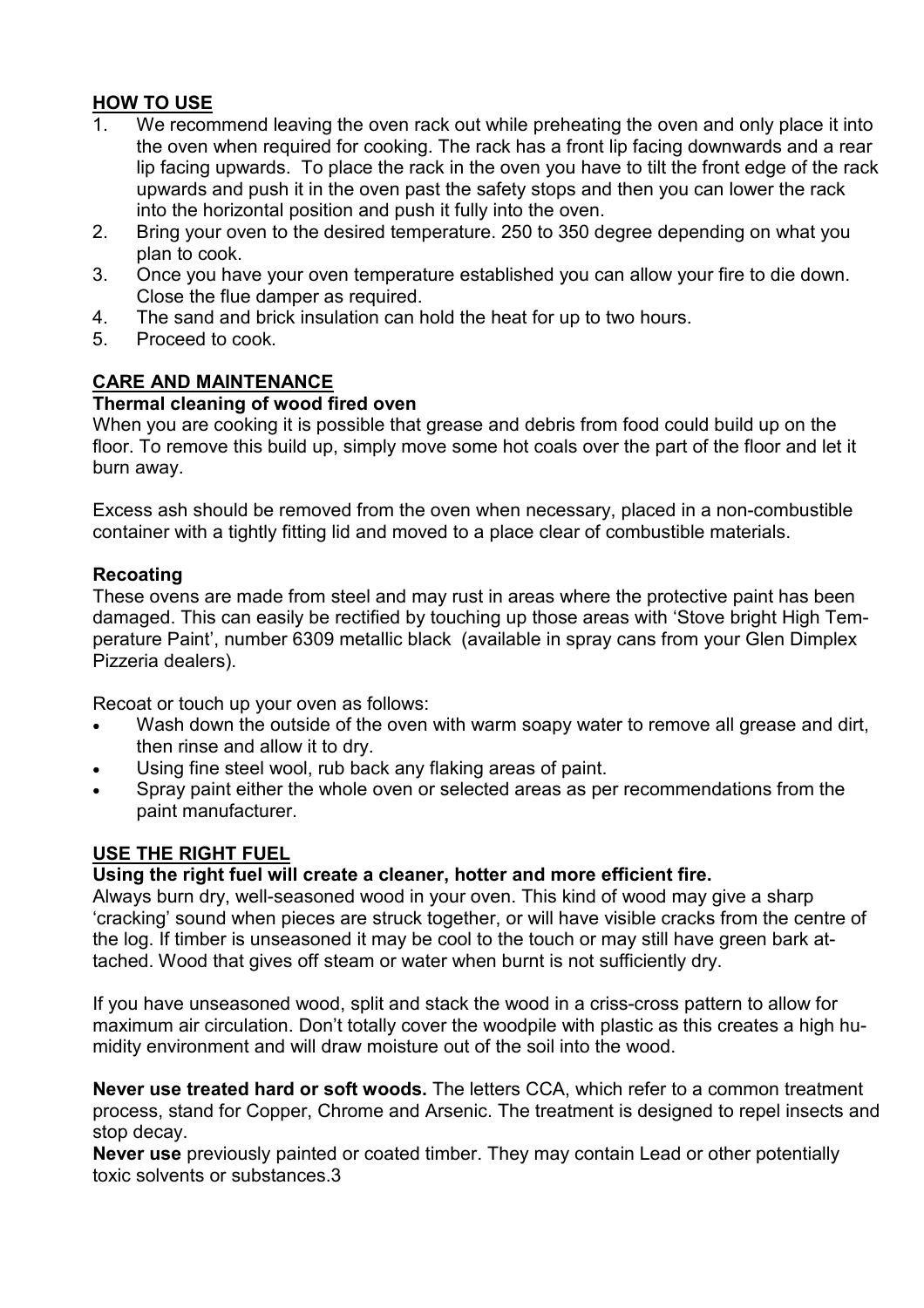## HOW TO USE

1. We recommend leaving the oven rack out while preheating the oven and only place it into the oven when required for cooking. The rack has a front lip facing downwards and a rear lip facing upwards. To place the rack in the oven you have to tilt the front edge of the rack upwards and push it in the oven past the safety stops and then you can lower the rack into the horizontal position and push it fully into the oven.
2. Bring your oven to the desired temperature. 250 to 350 degree depending on what you plan to cook.
3. Once you have your oven temperature established you can allow your fire to die down. Close the flue damper as required.
4. The sand and brick insulation can hold the heat for up to two hours.
5. Proceed to cook.

## CARE AND MAINTENANCE

### Thermal cleaning of wood fired oven

When you are cooking it is possible that grease and debris from food could build up on the floor. To remove this build up, simply move some hot coals over the part of the floor and let it burn away.

Excess ash should be removed from the oven when necessary, placed in a non-combustible container with a tightly fitting lid and moved to a place clear of combustible materials.

### Recoating

These ovens are made from steel and may rust in areas where the protective paint has been damaged. This can easily be rectified by touching up those areas with 'Stove bright High Temperature Paint', number 6309 metallic black (available in spray cans from your Glen Dimplex Pizzeria dealers).

Recoat or touch up your oven as follows:

- Wash down the outside of the oven with warm soapy water to remove all grease and dirt, then rinse and allow it to dry.
- Using fine steel wool, rub back any flaking areas of paint.
- Spray paint either the whole oven or selected areas as per recommendations from the paint manufacturer.

## USE THE RIGHT FUEL

### Using the right fuel will create a cleaner, hotter and more efficient fire.

Always burn dry, well-seasoned wood in your oven. This kind of wood may give a sharp 'cracking' sound when pieces are struck together, or will have visible cracks from the centre of the log. If timber is unseasoned it may be cool to the touch or may still have green bark attached. Wood that gives off steam or water when burnt is not sufficiently dry.

If you have unseasoned wood, split and stack the wood in a criss-cross pattern to allow for maximum air circulation. Don't totally cover the woodpile with plastic as this creates a high humidity environment and will draw moisture out of the soil into the wood.

**Never use treated hard or soft woods.** The letters CCA, which refer to a common treatment process, stand for Copper, Chrome and Arsenic. The treatment is designed to repel insects and stop decay.

**Never use** previously painted or coated timber. They may contain Lead or other potentially toxic solvents or substances.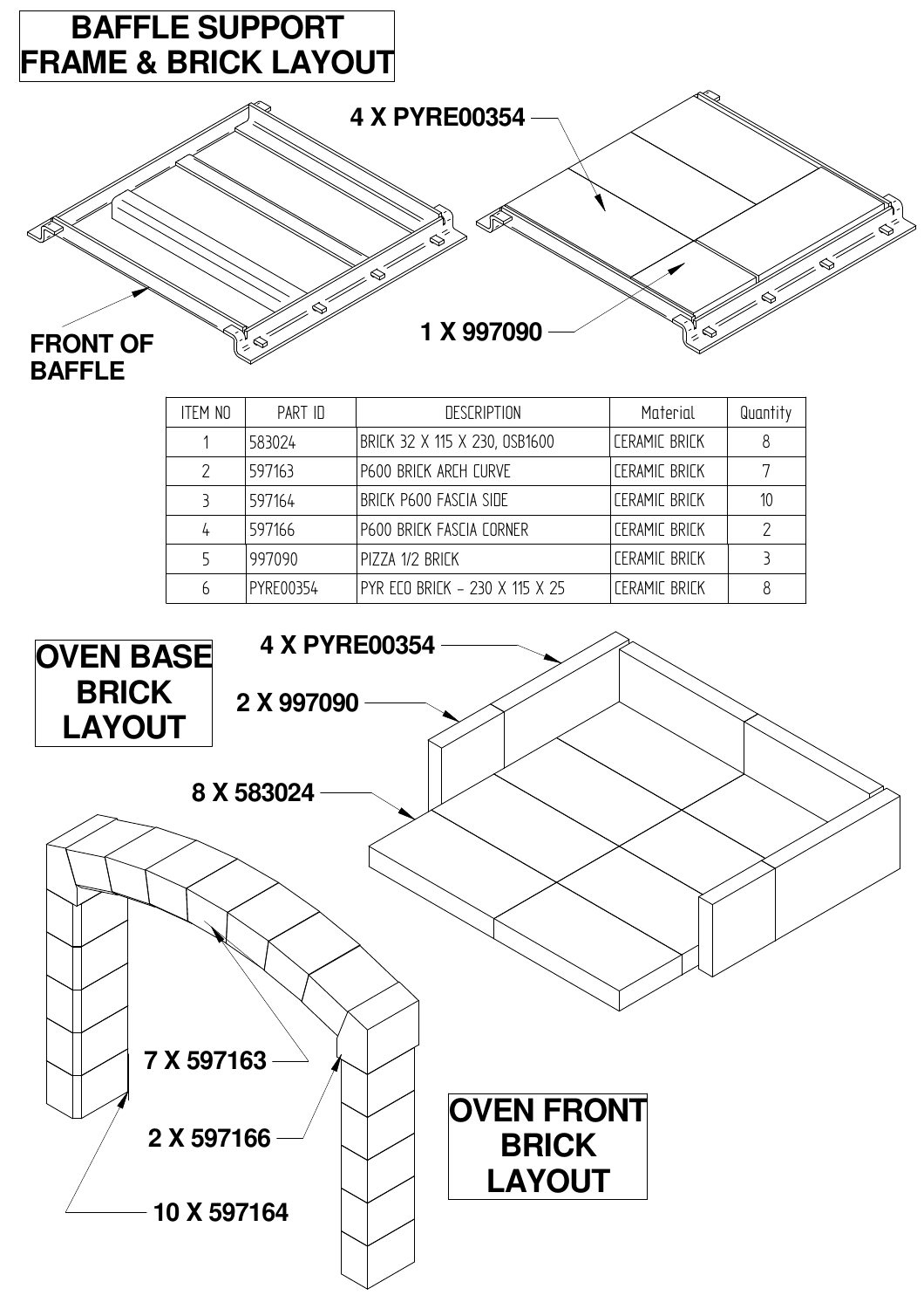# BAFFLE SUPPORT FRAME & BRICK LAYOUT

4 X PYRE00354

FRONT OF BAFFLE

1 X 997090

| ITEM NO | PART ID | DESCRIPTION | Material | Quantity |
|---|---|---|---|---|
| 1 | 583024 | BRICK 32 X 115 X 230, OSB1600 | CERAMIC BRICK | 8 |
| 2 | 597163 | P600 BRICK ARCH CURVE | CERAMIC BRICK | 7 |
| 3 | 597164 | BRICK P600 FASCIA SIDE | CERAMIC BRICK | 10 |
| 4 | 597166 | P600 BRICK FASCIA CORNER | CERAMIC BRICK | 2 |
| 5 | 997090 | PIZZA 1/2 BRICK | CERAMIC BRICK | 3 |
| 6 | PYRE00354 | PYR ECO BRICK - 230 X 115 X 25 | CERAMIC BRICK | 8 |

# OVEN BASE BRICK LAYOUT

4 X PYRE00354

2 X 997090

8 X 583024

# OVEN FRONT BRICK LAYOUT

7 X 597163

2 X 597166

10 X 597164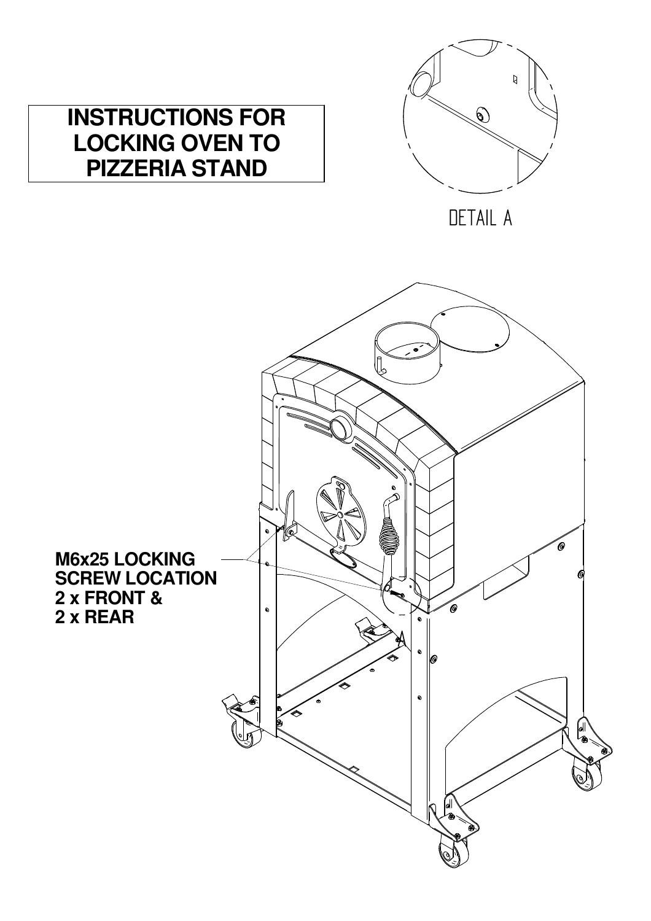# INSTRUCTIONS FOR LOCKING OVEN TO PIZZERIA STAND

DETAIL A

M6x25 LOCKING SCREW LOCATION
2 x FRONT &
2 x REAR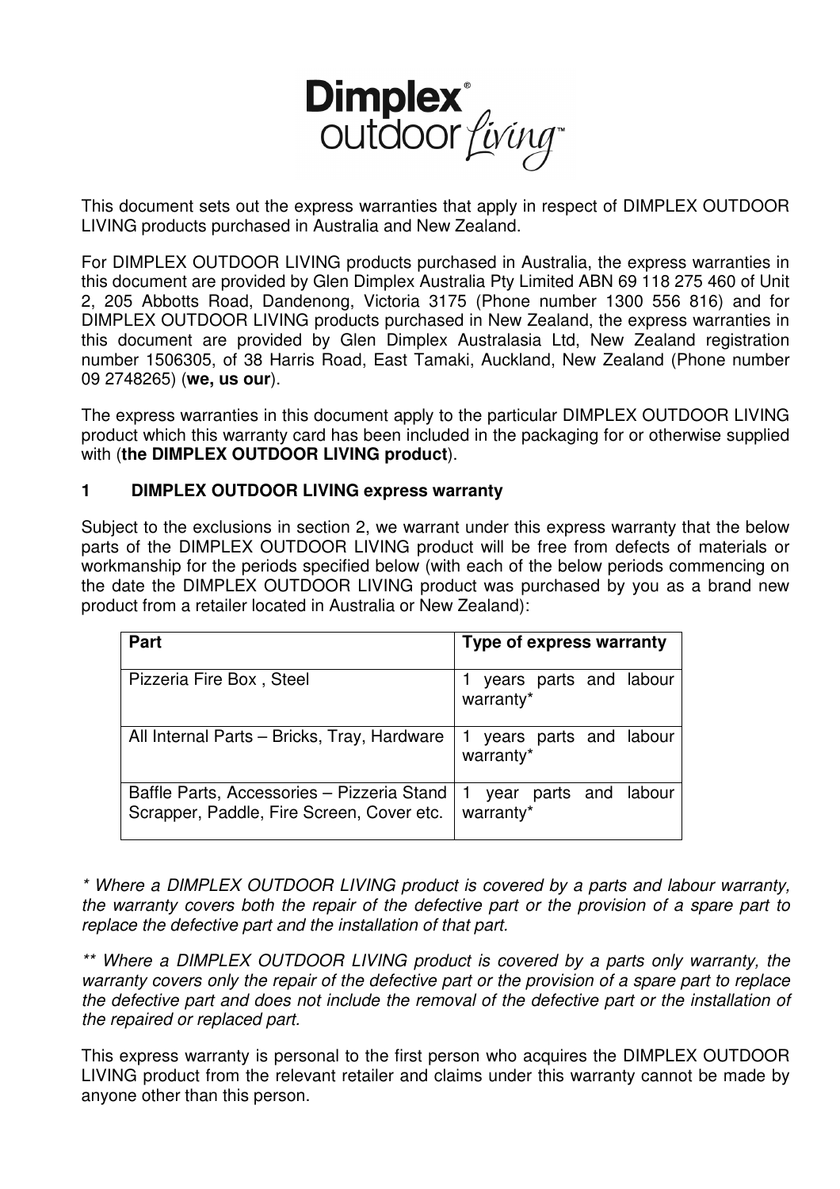This document sets out the express warranties that apply in respect of DIMPLEX OUTDOOR LIVING products purchased in Australia and New Zealand.

For DIMPLEX OUTDOOR LIVING products purchased in Australia, the express warranties in this document are provided by Glen Dimplex Australia Pty Limited ABN 69 118 275 460 of Unit 2, 205 Abbotts Road, Dandenong, Victoria 3175 (Phone number 1300 556 816) and for DIMPLEX OUTDOOR LIVING products purchased in New Zealand, the express warranties in this document are provided by Glen Dimplex Australasia Ltd, New Zealand registration number 1506305, of 38 Harris Road, East Tamaki, Auckland, New Zealand (Phone number 09 2748265) (**we, us our**).

The express warranties in this document apply to the particular DIMPLEX OUTDOOR LIVING product which this warranty card has been included in the packaging for or otherwise supplied with (**the DIMPLEX OUTDOOR LIVING product**).

## 1 DIMPLEX OUTDOOR LIVING express warranty

Subject to the exclusions in section 2, we warrant under this express warranty that the below parts of the DIMPLEX OUTDOOR LIVING product will be free from defects of materials or workmanship for the periods specified below (with each of the below periods commencing on the date the DIMPLEX OUTDOOR LIVING product was purchased by you as a brand new product from a retailer located in Australia or New Zealand):

| Part | Type of express warranty |
|---|---|
| Pizzeria Fire Box , Steel | 1 years parts and labour warranty* |
| All Internal Parts – Bricks, Tray, Hardware | 1 years parts and labour warranty* |
| Baffle Parts, Accessories – Pizzeria Stand Scrapper, Paddle, Fire Screen, Cover etc. | 1 year parts and labour warranty* |

*\* Where a DIMPLEX OUTDOOR LIVING product is covered by a parts and labour warranty, the warranty covers both the repair of the defective part or the provision of a spare part to replace the defective part and the installation of that part.*

*\*\* Where a DIMPLEX OUTDOOR LIVING product is covered by a parts only warranty, the warranty covers only the repair of the defective part or the provision of a spare part to replace the defective part and does not include the removal of the defective part or the installation of the repaired or replaced part.*

This express warranty is personal to the first person who acquires the DIMPLEX OUTDOOR LIVING product from the relevant retailer and claims under this warranty cannot be made by anyone other than this person.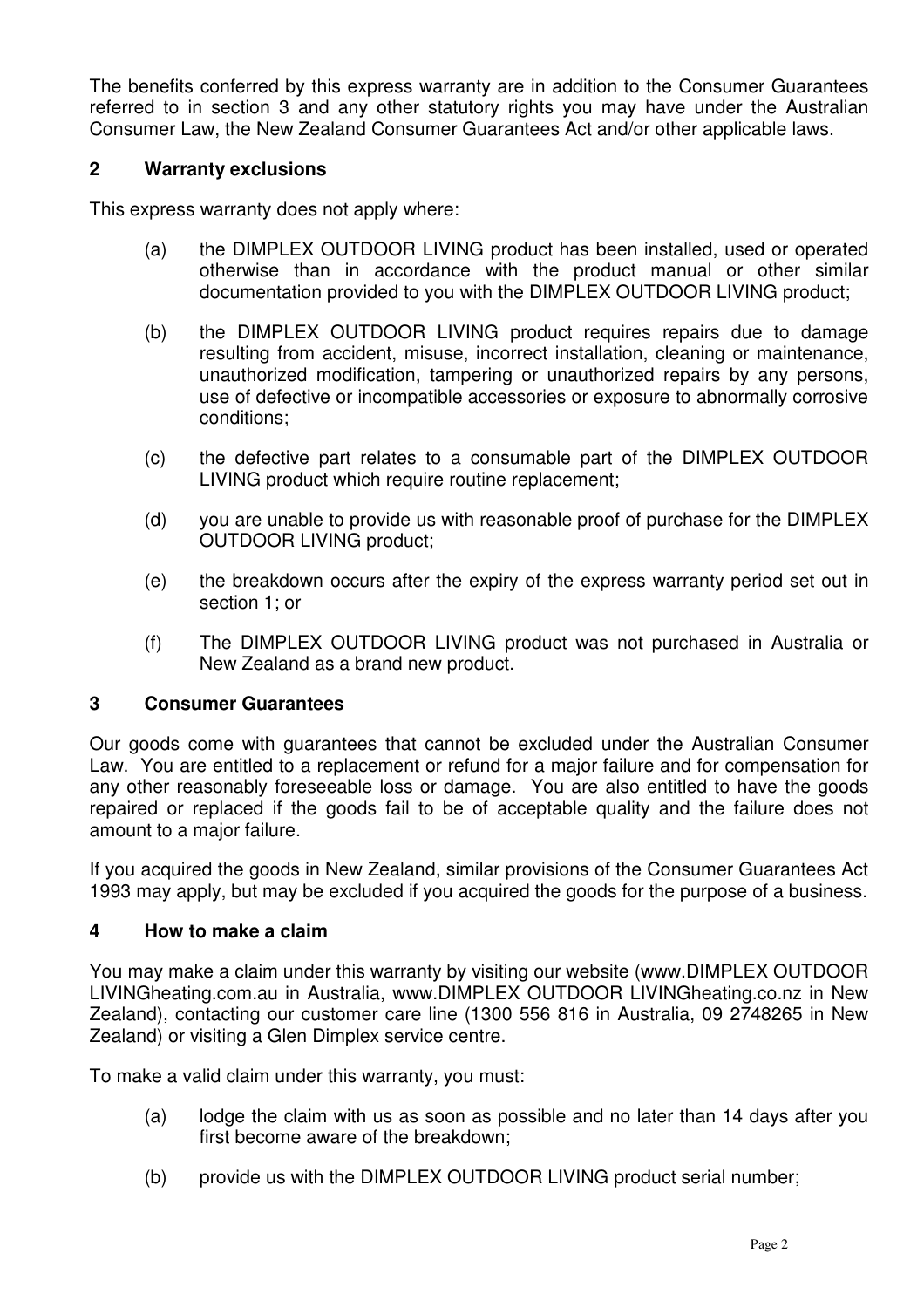The benefits conferred by this express warranty are in addition to the Consumer Guarantees referred to in section 3 and any other statutory rights you may have under the Australian Consumer Law, the New Zealand Consumer Guarantees Act and/or other applicable laws.

## 2 Warranty exclusions

This express warranty does not apply where:

(a) the DIMPLEX OUTDOOR LIVING product has been installed, used or operated otherwise than in accordance with the product manual or other similar documentation provided to you with the DIMPLEX OUTDOOR LIVING product;

(b) the DIMPLEX OUTDOOR LIVING product requires repairs due to damage resulting from accident, misuse, incorrect installation, cleaning or maintenance, unauthorized modification, tampering or unauthorized repairs by any persons, use of defective or incompatible accessories or exposure to abnormally corrosive conditions;

(c) the defective part relates to a consumable part of the DIMPLEX OUTDOOR LIVING product which require routine replacement;

(d) you are unable to provide us with reasonable proof of purchase for the DIMPLEX OUTDOOR LIVING product;

(e) the breakdown occurs after the expiry of the express warranty period set out in section 1; or

(f) The DIMPLEX OUTDOOR LIVING product was not purchased in Australia or New Zealand as a brand new product.

## 3 Consumer Guarantees

Our goods come with guarantees that cannot be excluded under the Australian Consumer Law. You are entitled to a replacement or refund for a major failure and for compensation for any other reasonably foreseeable loss or damage. You are also entitled to have the goods repaired or replaced if the goods fail to be of acceptable quality and the failure does not amount to a major failure.

If you acquired the goods in New Zealand, similar provisions of the Consumer Guarantees Act 1993 may apply, but may be excluded if you acquired the goods for the purpose of a business.

## 4 How to make a claim

You may make a claim under this warranty by visiting our website (www.DIMPLEX OUTDOOR LIVINGheating.com.au in Australia, www.DIMPLEX OUTDOOR LIVINGheating.co.nz in New Zealand), contacting our customer care line (1300 556 816 in Australia, 09 2748265 in New Zealand) or visiting a Glen Dimplex service centre.

To make a valid claim under this warranty, you must:

(a) lodge the claim with us as soon as possible and no later than 14 days after you first become aware of the breakdown;

(b) provide us with the DIMPLEX OUTDOOR LIVING product serial number;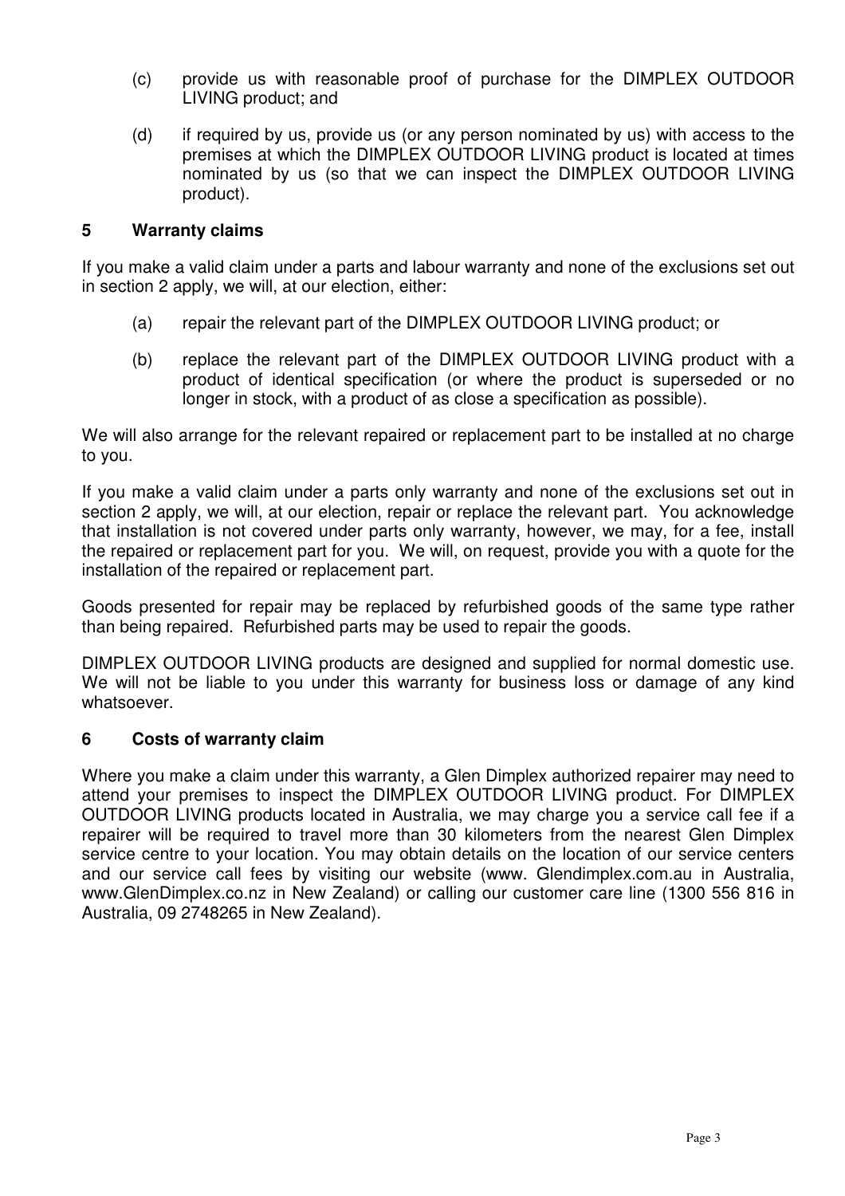(c) provide us with reasonable proof of purchase for the DIMPLEX OUTDOOR LIVING product; and

(d) if required by us, provide us (or any person nominated by us) with access to the premises at which the DIMPLEX OUTDOOR LIVING product is located at times nominated by us (so that we can inspect the DIMPLEX OUTDOOR LIVING product).

## 5 Warranty claims

If you make a valid claim under a parts and labour warranty and none of the exclusions set out in section 2 apply, we will, at our election, either:

(a) repair the relevant part of the DIMPLEX OUTDOOR LIVING product; or

(b) replace the relevant part of the DIMPLEX OUTDOOR LIVING product with a product of identical specification (or where the product is superseded or no longer in stock, with a product of as close a specification as possible).

We will also arrange for the relevant repaired or replacement part to be installed at no charge to you.

If you make a valid claim under a parts only warranty and none of the exclusions set out in section 2 apply, we will, at our election, repair or replace the relevant part. You acknowledge that installation is not covered under parts only warranty, however, we may, for a fee, install the repaired or replacement part for you. We will, on request, provide you with a quote for the installation of the repaired or replacement part.

Goods presented for repair may be replaced by refurbished goods of the same type rather than being repaired. Refurbished parts may be used to repair the goods.

DIMPLEX OUTDOOR LIVING products are designed and supplied for normal domestic use. We will not be liable to you under this warranty for business loss or damage of any kind whatsoever.

## 6 Costs of warranty claim

Where you make a claim under this warranty, a Glen Dimplex authorized repairer may need to attend your premises to inspect the DIMPLEX OUTDOOR LIVING product. For DIMPLEX OUTDOOR LIVING products located in Australia, we may charge you a service call fee if a repairer will be required to travel more than 30 kilometers from the nearest Glen Dimplex service centre to your location. You may obtain details on the location of our service centers and our service call fees by visiting our website (www. Glendimplex.com.au in Australia, www.GlenDimplex.co.nz in New Zealand) or calling our customer care line (1300 556 816 in Australia, 09 2748265 in New Zealand).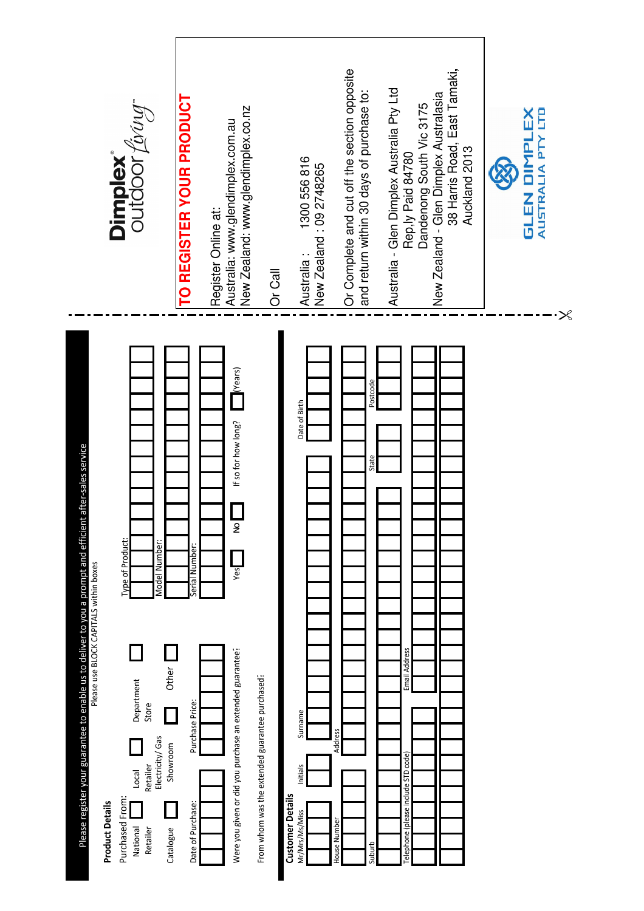Please register your guarantee to enable us to deliver to you a prompt and efficient after-sales service

Please use BLOCK CAPITALS within boxes

## Product Details

Purchased From:

National Retailer ☐  Local Retailer ☐  Department Store ☐

Catalogue ☐  Electricity/ Gas Showroom ☐  Other ☐

Type of Product:

Model Number:

Serial Number:

Date of Purchase:

Purchase Price:

Were you given or did you purchase an extended guarantee? Yes ☐ No ☐ If so for how long? ☐ (Years)

From whom was the extended guarantee purchased?

## Customer Details

Mr/Mrs/Ms/Miss

Initials

Surname

Date of Birth

House Number

Address

Suburb

State

Postcode

Telephone (please include STD code)

Email Address

---

Dimplex® outdoor living™

# TO REGISTER YOUR PRODUCT

Register Online at:

Australia: www.glendimplex.com.au

New Zealand: www.glendimplex.co.nz

Or Call

Australia : 1300 556 816

New Zealand : 09 2748265

Or Complete and cut off the section opposite and return within 30 days of purchase to:

Australia - Glen Dimplex Australia Pty Ltd
Rep,ly Paid 84780
Dandenong South Vic 3175

New Zealand - Glen Dimplex Australasia
38 Harris Road, East Tamaki,
Auckland 2013

GLEN DIMPLEX AUSTRALIA PTY LTD